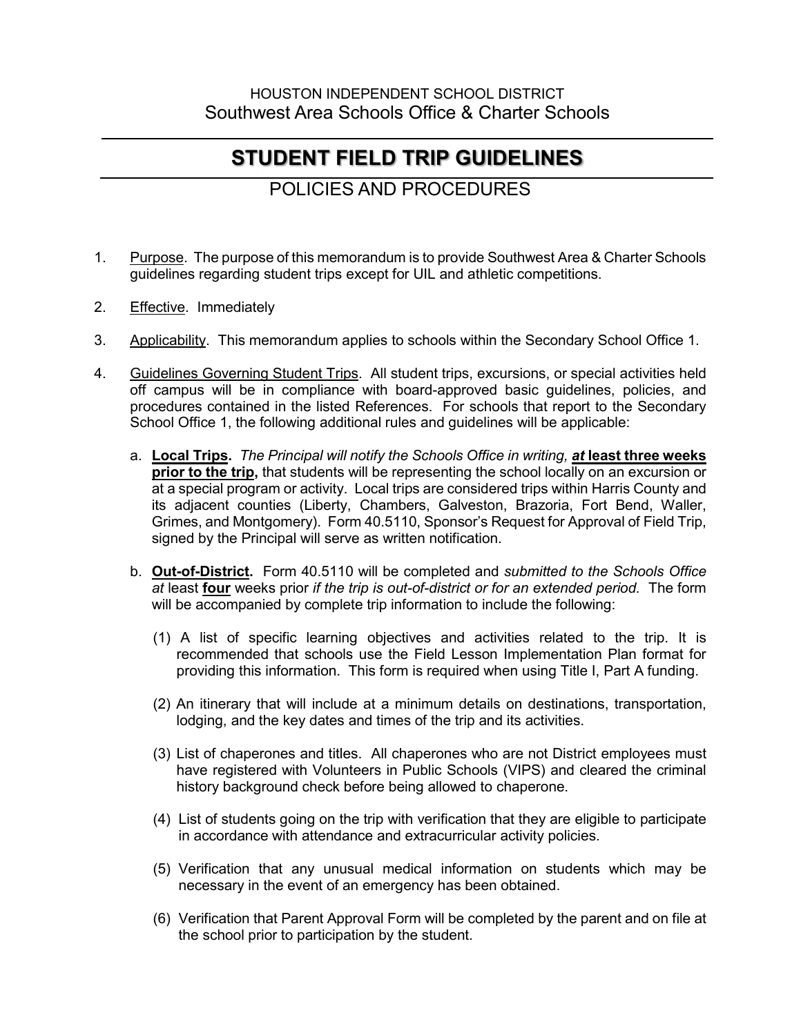HOUSTON INDEPENDENT SCHOOL DISTRICT
Southwest Area Schools Office & Charter Schools

# STUDENT FIELD TRIP GUIDELINES

## POLICIES AND PROCEDURES

1. <u>Purpose</u>. The purpose of this memorandum is to provide Southwest Area & Charter Schools guidelines regarding student trips except for UIL and athletic competitions.

2. <u>Effective</u>. Immediately

3. <u>Applicability</u>. This memorandum applies to schools within the Secondary School Office 1.

4. <u>Guidelines Governing Student Trips</u>. All student trips, excursions, or special activities held off campus will be in compliance with board-approved basic guidelines, policies, and procedures contained in the listed References. For schools that report to the Secondary School Office 1, the following additional rules and guidelines will be applicable:

   a. **<u>Local Trips</u>.** *The Principal will notify the Schools Office in writing,* ***<u>at</u>*** **<u>least three weeks prior to the trip</u>,** that students will be representing the school locally on an excursion or at a special program or activity. Local trips are considered trips within Harris County and its adjacent counties (Liberty, Chambers, Galveston, Brazoria, Fort Bend, Waller, Grimes, and Montgomery). Form 40.5110, Sponsor's Request for Approval of Field Trip, signed by the Principal will serve as written notification.

   b. **<u>Out-of-District</u>.** Form 40.5110 will be completed and *submitted to the Schools Office at* least **<u>four</u>** weeks prior *if the trip is out-of-district or for an extended period.* The form will be accompanied by complete trip information to include the following:

      (1) A list of specific learning objectives and activities related to the trip. It is recommended that schools use the Field Lesson Implementation Plan format for providing this information. This form is required when using Title I, Part A funding.

      (2) An itinerary that will include at a minimum details on destinations, transportation, lodging, and the key dates and times of the trip and its activities.

      (3) List of chaperones and titles. All chaperones who are not District employees must have registered with Volunteers in Public Schools (VIPS) and cleared the criminal history background check before being allowed to chaperone.

      (4) List of students going on the trip with verification that they are eligible to participate in accordance with attendance and extracurricular activity policies.

      (5) Verification that any unusual medical information on students which may be necessary in the event of an emergency has been obtained.

      (6) Verification that Parent Approval Form will be completed by the parent and on file at the school prior to participation by the student.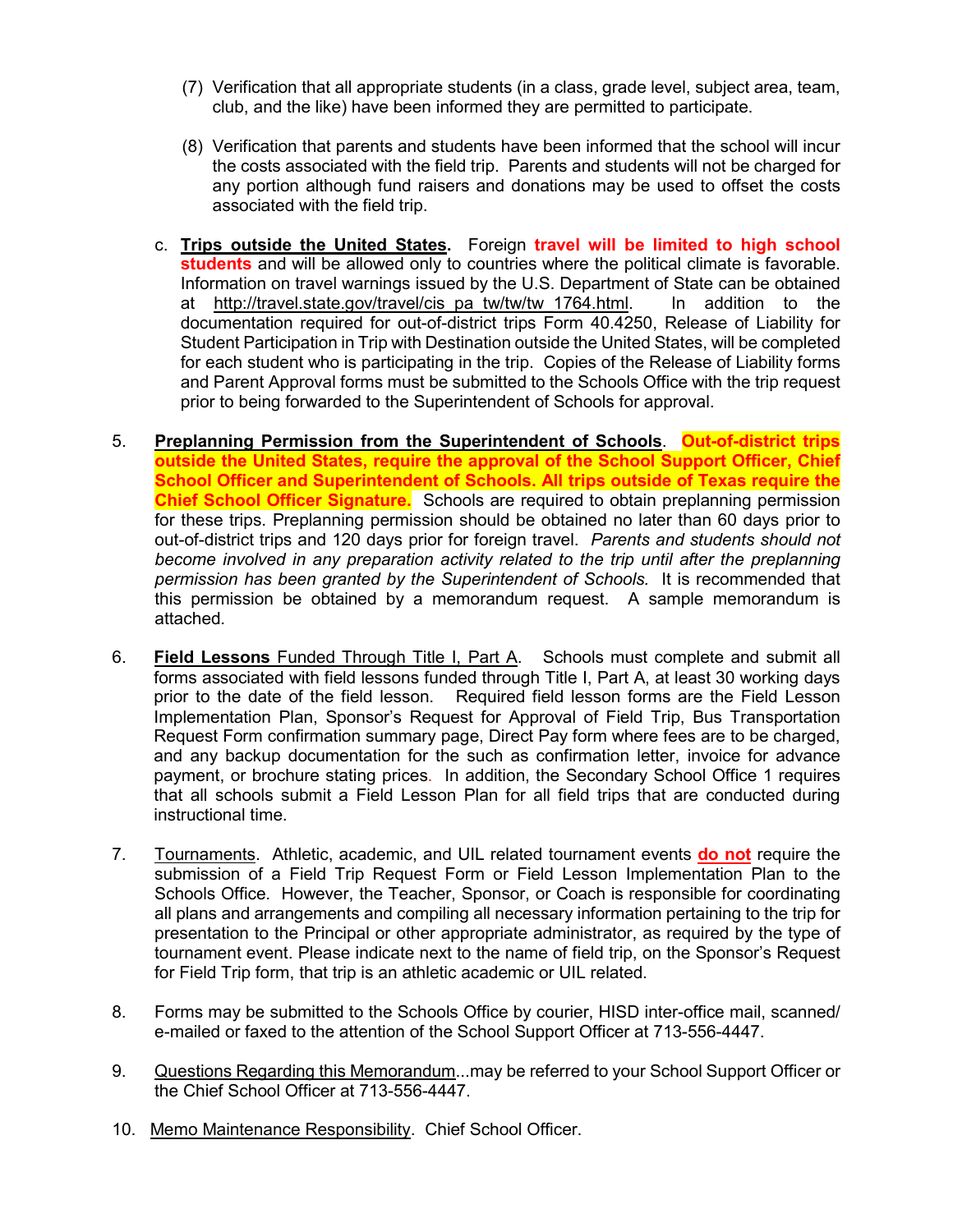(7) Verification that all appropriate students (in a class, grade level, subject area, team, club, and the like) have been informed they are permitted to participate.

(8) Verification that parents and students have been informed that the school will incur the costs associated with the field trip. Parents and students will not be charged for any portion although fund raisers and donations may be used to offset the costs associated with the field trip.

c. **Trips outside the United States.** Foreign **travel will be limited to high school students** and will be allowed only to countries where the political climate is favorable. Information on travel warnings issued by the U.S. Department of State can be obtained at http://travel.state.gov/travel/cis_pa_tw/tw/tw_1764.html. In addition to the documentation required for out-of-district trips Form 40.4250, Release of Liability for Student Participation in Trip with Destination outside the United States, will be completed for each student who is participating in the trip. Copies of the Release of Liability forms and Parent Approval forms must be submitted to the Schools Office with the trip request prior to being forwarded to the Superintendent of Schools for approval.

5. **Preplanning Permission from the Superintendent of Schools**. **Out-of-district trips outside the United States, require the approval of the School Support Officer, Chief School Officer and Superintendent of Schools. All trips outside of Texas require the Chief School Officer Signature.** Schools are required to obtain preplanning permission for these trips. Preplanning permission should be obtained no later than 60 days prior to out-of-district trips and 120 days prior for foreign travel. *Parents and students should not become involved in any preparation activity related to the trip until after the preplanning permission has been granted by the Superintendent of Schools.* It is recommended that this permission be obtained by a memorandum request. A sample memorandum is attached.

6. **Field Lessons** Funded Through Title I, Part A. Schools must complete and submit all forms associated with field lessons funded through Title I, Part A, at least 30 working days prior to the date of the field lesson. Required field lesson forms are the Field Lesson Implementation Plan, Sponsor's Request for Approval of Field Trip, Bus Transportation Request Form confirmation summary page, Direct Pay form where fees are to be charged, and any backup documentation for the such as confirmation letter, invoice for advance payment, or brochure stating prices. In addition, the Secondary School Office 1 requires that all schools submit a Field Lesson Plan for all field trips that are conducted during instructional time.

7. Tournaments. Athletic, academic, and UIL related tournament events **do not** require the submission of a Field Trip Request Form or Field Lesson Implementation Plan to the Schools Office. However, the Teacher, Sponsor, or Coach is responsible for coordinating all plans and arrangements and compiling all necessary information pertaining to the trip for presentation to the Principal or other appropriate administrator, as required by the type of tournament event. Please indicate next to the name of field trip, on the Sponsor's Request for Field Trip form, that trip is an athletic academic or UIL related.

8. Forms may be submitted to the Schools Office by courier, HISD inter-office mail, scanned/e-mailed or faxed to the attention of the School Support Officer at 713-556-4447.

9. Questions Regarding this Memorandum...may be referred to your School Support Officer or the Chief School Officer at 713-556-4447.

10. Memo Maintenance Responsibility. Chief School Officer.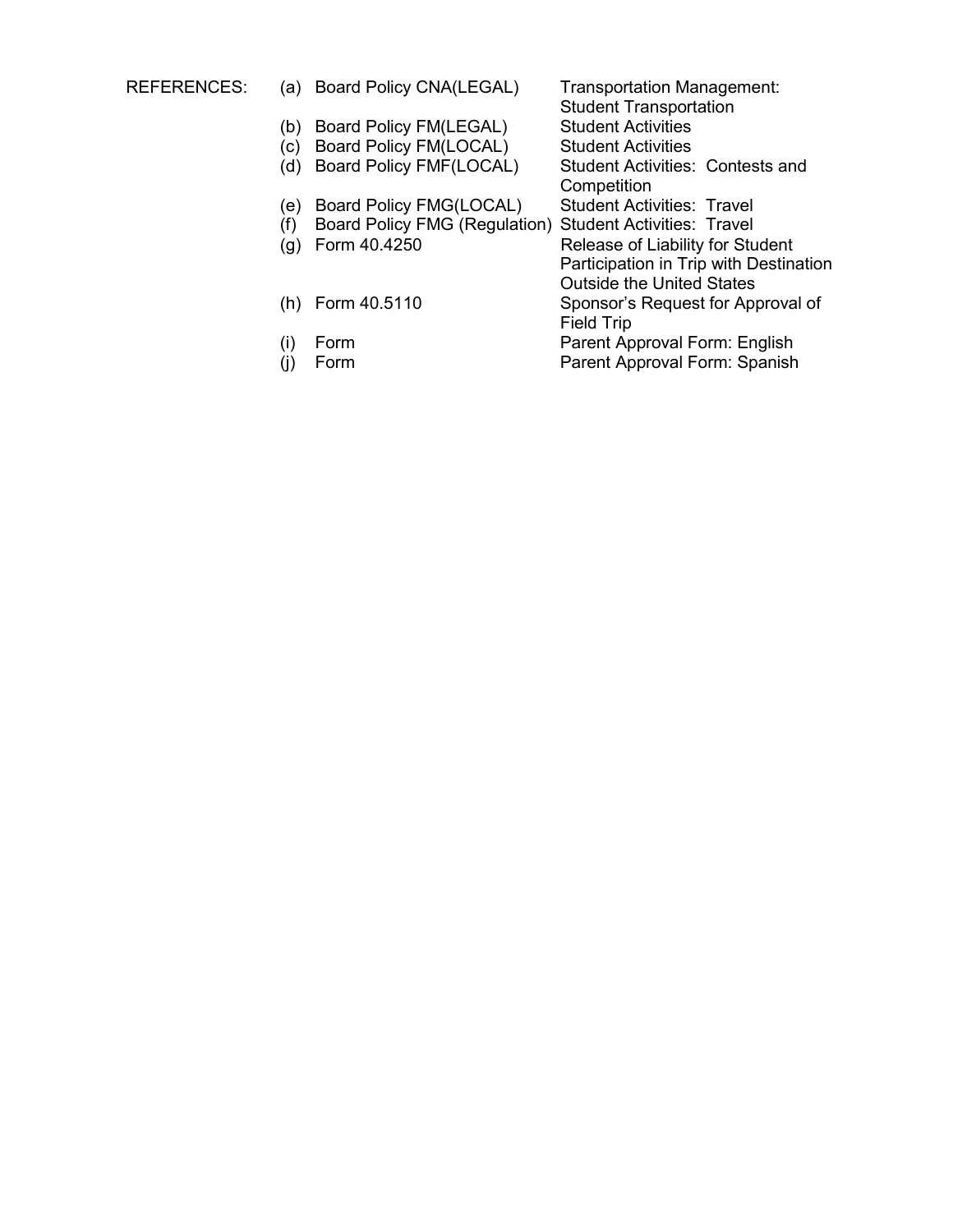REFERENCES:

| | | |
|---|---|---|
| (a) | Board Policy CNA(LEGAL) | Transportation Management: Student Transportation |
| (b) | Board Policy FM(LEGAL) | Student Activities |
| (c) | Board Policy FM(LOCAL) | Student Activities |
| (d) | Board Policy FMF(LOCAL) | Student Activities: Contests and Competition |
| (e) | Board Policy FMG(LOCAL) | Student Activities: Travel |
| (f) | Board Policy FMG (Regulation) | Student Activities: Travel |
| (g) | Form 40.4250 | Release of Liability for Student Participation in Trip with Destination Outside the United States |
| (h) | Form 40.5110 | Sponsor's Request for Approval of Field Trip |
| (i) | Form | Parent Approval Form: English |
| (j) | Form | Parent Approval Form: Spanish |